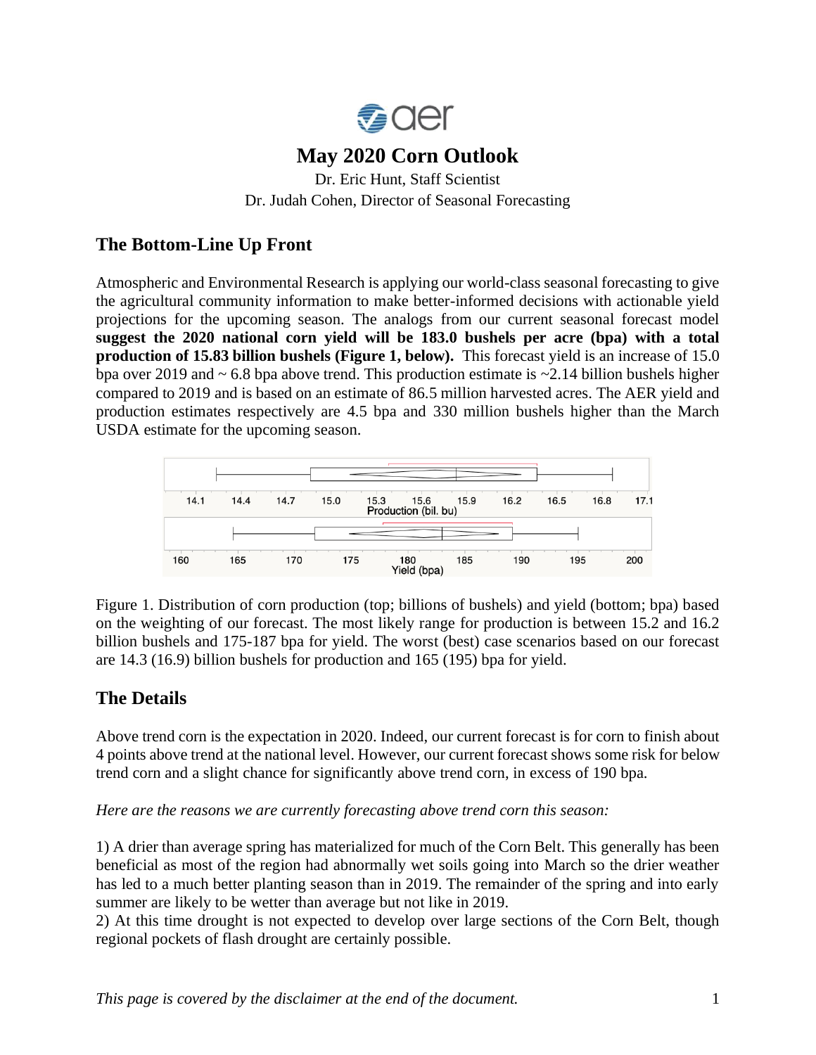# May 2020 Corn Outlook

Dr. Eric Hunt, Staff Scientist
Dr. Judah Cohen, Director of Seasonal Forecasting

## The Bottom-Line Up Front

Atmospheric and Environmental Research is applying our world-class seasonal forecasting to give the agricultural community information to make better-informed decisions with actionable yield projections for the upcoming season. The analogs from our current seasonal forecast model **suggest the 2020 national corn yield will be 183.0 bushels per acre (bpa) with a total production of 15.83 billion bushels (Figure 1, below).** This forecast yield is an increase of 15.0 bpa over 2019 and ~ 6.8 bpa above trend. This production estimate is ~2.14 billion bushels higher compared to 2019 and is based on an estimate of 86.5 million harvested acres. The AER yield and production estimates respectively are 4.5 bpa and 330 million bushels higher than the March USDA estimate for the upcoming season.

Figure 1. Distribution of corn production (top; billions of bushels) and yield (bottom; bpa) based on the weighting of our forecast. The most likely range for production is between 15.2 and 16.2 billion bushels and 175-187 bpa for yield. The worst (best) case scenarios based on our forecast are 14.3 (16.9) billion bushels for production and 165 (195) bpa for yield.

## The Details

Above trend corn is the expectation in 2020. Indeed, our current forecast is for corn to finish about 4 points above trend at the national level. However, our current forecast shows some risk for below trend corn and a slight chance for significantly above trend corn, in excess of 190 bpa.

*Here are the reasons we are currently forecasting above trend corn this season:*

1) A drier than average spring has materialized for much of the Corn Belt. This generally has been beneficial as most of the region had abnormally wet soils going into March so the drier weather has led to a much better planting season than in 2019. The remainder of the spring and into early summer are likely to be wetter than average but not like in 2019.
2) At this time drought is not expected to develop over large sections of the Corn Belt, though regional pockets of flash drought are certainly possible.

*This page is covered by the disclaimer at the end of the document.*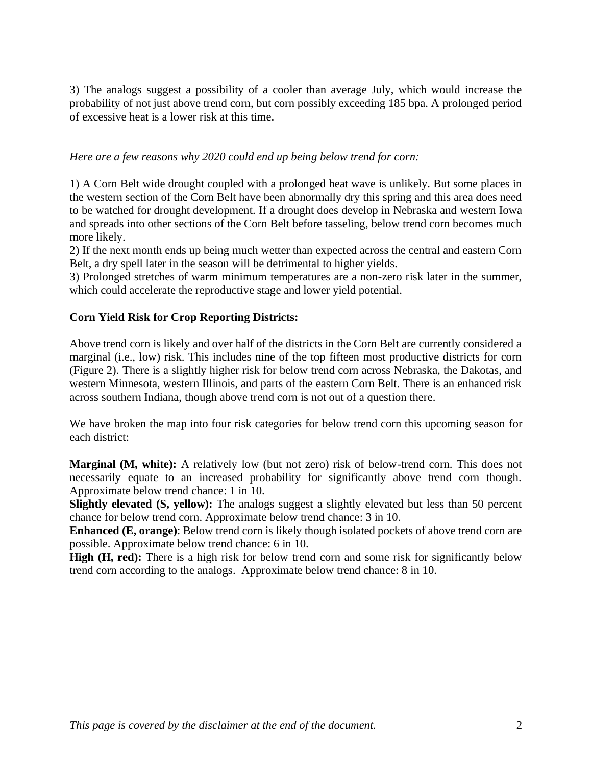3) The analogs suggest a possibility of a cooler than average July, which would increase the probability of not just above trend corn, but corn possibly exceeding 185 bpa. A prolonged period of excessive heat is a lower risk at this time.

*Here are a few reasons why 2020 could end up being below trend for corn:*

1) A Corn Belt wide drought coupled with a prolonged heat wave is unlikely. But some places in the western section of the Corn Belt have been abnormally dry this spring and this area does need to be watched for drought development. If a drought does develop in Nebraska and western Iowa and spreads into other sections of the Corn Belt before tasseling, below trend corn becomes much more likely.
2) If the next month ends up being much wetter than expected across the central and eastern Corn Belt, a dry spell later in the season will be detrimental to higher yields.
3) Prolonged stretches of warm minimum temperatures are a non-zero risk later in the summer, which could accelerate the reproductive stage and lower yield potential.

**Corn Yield Risk for Crop Reporting Districts:**

Above trend corn is likely and over half of the districts in the Corn Belt are currently considered a marginal (i.e., low) risk. This includes nine of the top fifteen most productive districts for corn (Figure 2). There is a slightly higher risk for below trend corn across Nebraska, the Dakotas, and western Minnesota, western Illinois, and parts of the eastern Corn Belt. There is an enhanced risk across southern Indiana, though above trend corn is not out of a question there.

We have broken the map into four risk categories for below trend corn this upcoming season for each district:

**Marginal (M, white):** A relatively low (but not zero) risk of below-trend corn. This does not necessarily equate to an increased probability for significantly above trend corn though. Approximate below trend chance: 1 in 10.
**Slightly elevated (S, yellow):** The analogs suggest a slightly elevated but less than 50 percent chance for below trend corn. Approximate below trend chance: 3 in 10.
**Enhanced (E, orange)**: Below trend corn is likely though isolated pockets of above trend corn are possible. Approximate below trend chance: 6 in 10.
**High (H, red):** There is a high risk for below trend corn and some risk for significantly below trend corn according to the analogs. Approximate below trend chance: 8 in 10.

*This page is covered by the disclaimer at the end of the document.*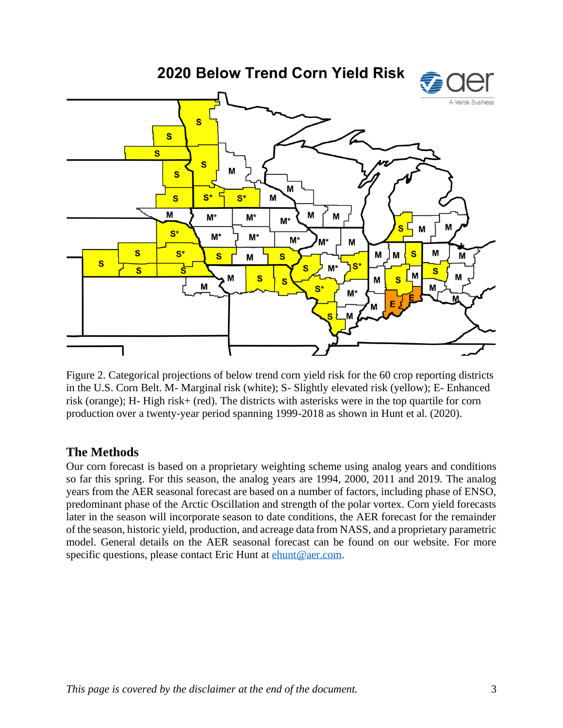Figure 2. Categorical projections of below trend corn yield risk for the 60 crop reporting districts in the U.S. Corn Belt. M- Marginal risk (white); S- Slightly elevated risk (yellow); E- Enhanced risk (orange); H- High risk+ (red). The districts with asterisks were in the top quartile for corn production over a twenty-year period spanning 1999-2018 as shown in Hunt et al. (2020).

## The Methods

Our corn forecast is based on a proprietary weighting scheme using analog years and conditions so far this spring. For this season, the analog years are 1994, 2000, 2011 and 2019. The analog years from the AER seasonal forecast are based on a number of factors, including phase of ENSO, predominant phase of the Arctic Oscillation and strength of the polar vortex. Corn yield forecasts later in the season will incorporate season to date conditions, the AER forecast for the remainder of the season, historic yield, production, and acreage data from NASS, and a proprietary parametric model. General details on the AER seasonal forecast can be found on our website. For more specific questions, please contact Eric Hunt at ehunt@aer.com.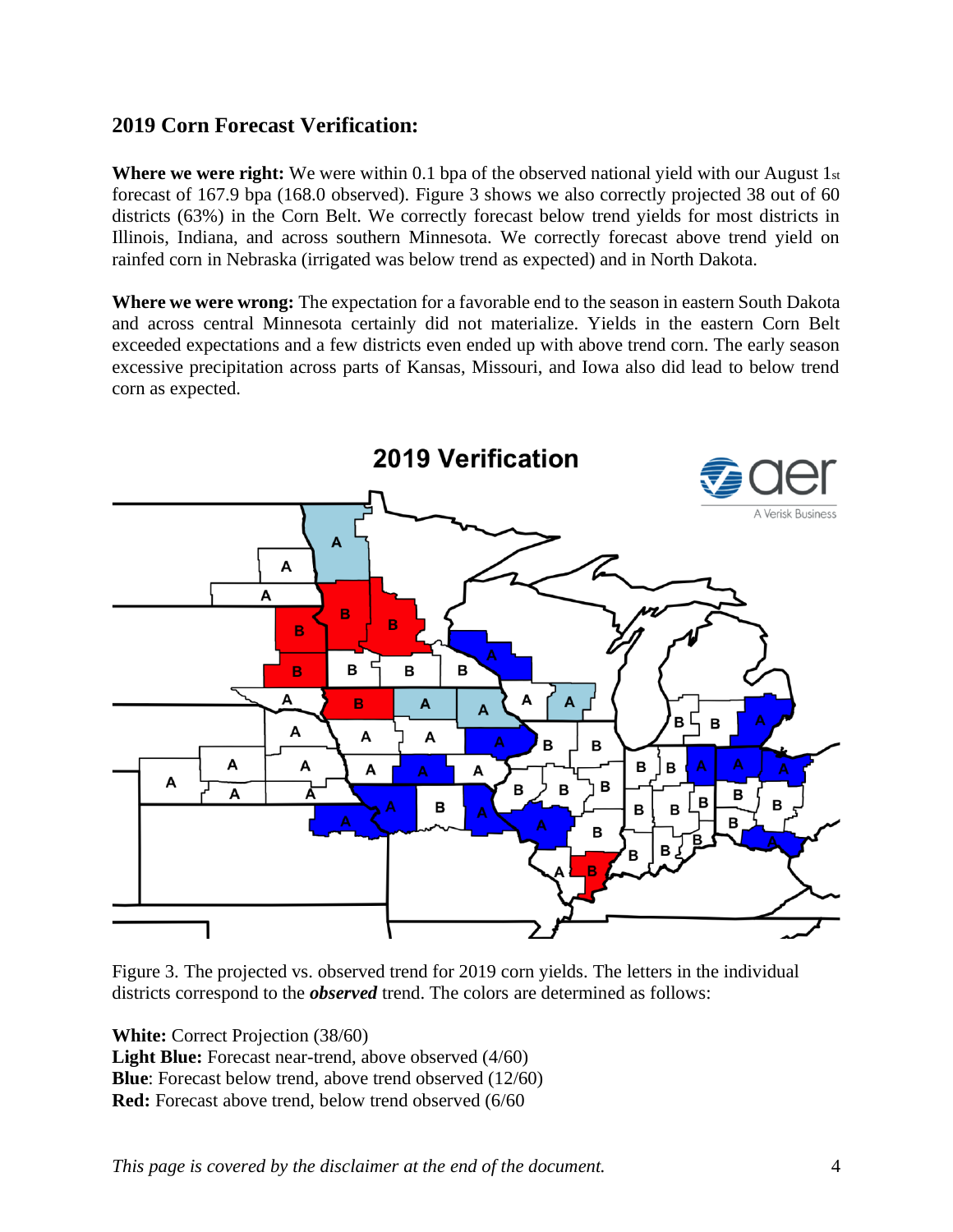## 2019 Corn Forecast Verification:

**Where we were right:** We were within 0.1 bpa of the observed national yield with our August 1st forecast of 167.9 bpa (168.0 observed). Figure 3 shows we also correctly projected 38 out of 60 districts (63%) in the Corn Belt. We correctly forecast below trend yields for most districts in Illinois, Indiana, and across southern Minnesota. We correctly forecast above trend yield on rainfed corn in Nebraska (irrigated was below trend as expected) and in North Dakota.

**Where we were wrong:** The expectation for a favorable end to the season in eastern South Dakota and across central Minnesota certainly did not materialize. Yields in the eastern Corn Belt exceeded expectations and a few districts even ended up with above trend corn. The early season excessive precipitation across parts of Kansas, Missouri, and Iowa also did lead to below trend corn as expected.

Figure 3. The projected vs. observed trend for 2019 corn yields. The letters in the individual districts correspond to the ***observed*** trend. The colors are determined as follows:

**White:** Correct Projection (38/60)
**Light Blue:** Forecast near-trend, above observed (4/60)
**Blue**: Forecast below trend, above trend observed (12/60)
**Red:** Forecast above trend, below trend observed (6/60

*This page is covered by the disclaimer at the end of the document.*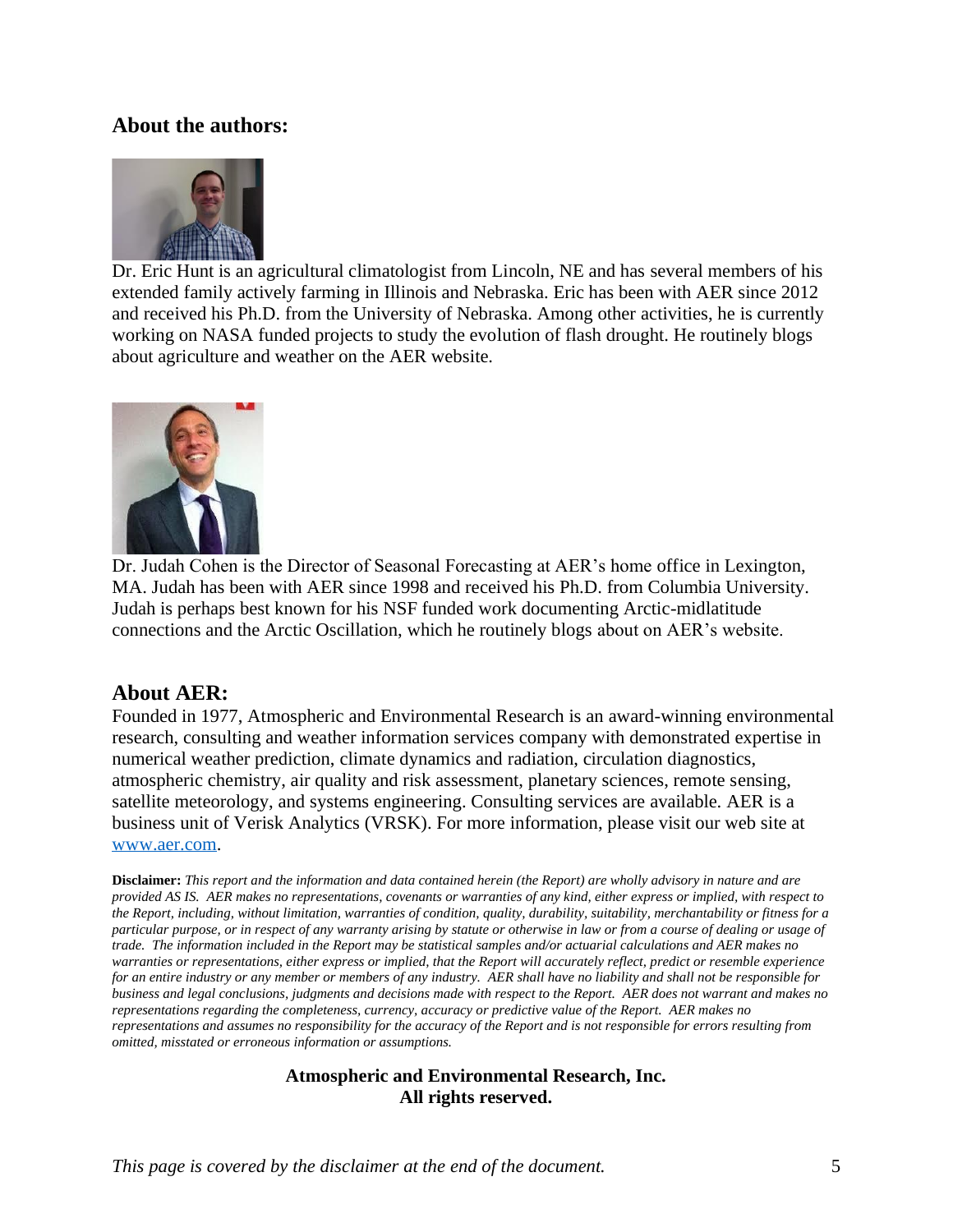## About the authors:

Dr. Eric Hunt is an agricultural climatologist from Lincoln, NE and has several members of his extended family actively farming in Illinois and Nebraska. Eric has been with AER since 2012 and received his Ph.D. from the University of Nebraska. Among other activities, he is currently working on NASA funded projects to study the evolution of flash drought. He routinely blogs about agriculture and weather on the AER website.

Dr. Judah Cohen is the Director of Seasonal Forecasting at AER's home office in Lexington, MA. Judah has been with AER since 1998 and received his Ph.D. from Columbia University. Judah is perhaps best known for his NSF funded work documenting Arctic-midlatitude connections and the Arctic Oscillation, which he routinely blogs about on AER's website.

## About AER:

Founded in 1977, Atmospheric and Environmental Research is an award-winning environmental research, consulting and weather information services company with demonstrated expertise in numerical weather prediction, climate dynamics and radiation, circulation diagnostics, atmospheric chemistry, air quality and risk assessment, planetary sciences, remote sensing, satellite meteorology, and systems engineering. Consulting services are available. AER is a business unit of Verisk Analytics (VRSK). For more information, please visit our web site at www.aer.com.

**Disclaimer:** *This report and the information and data contained herein (the Report) are wholly advisory in nature and are provided AS IS. AER makes no representations, covenants or warranties of any kind, either express or implied, with respect to the Report, including, without limitation, warranties of condition, quality, durability, suitability, merchantability or fitness for a particular purpose, or in respect of any warranty arising by statute or otherwise in law or from a course of dealing or usage of trade. The information included in the Report may be statistical samples and/or actuarial calculations and AER makes no warranties or representations, either express or implied, that the Report will accurately reflect, predict or resemble experience for an entire industry or any member or members of any industry. AER shall have no liability and shall not be responsible for business and legal conclusions, judgments and decisions made with respect to the Report. AER does not warrant and makes no representations regarding the completeness, currency, accuracy or predictive value of the Report. AER makes no representations and assumes no responsibility for the accuracy of the Report and is not responsible for errors resulting from omitted, misstated or erroneous information or assumptions.*

**Atmospheric and Environmental Research, Inc.**
**All rights reserved.**